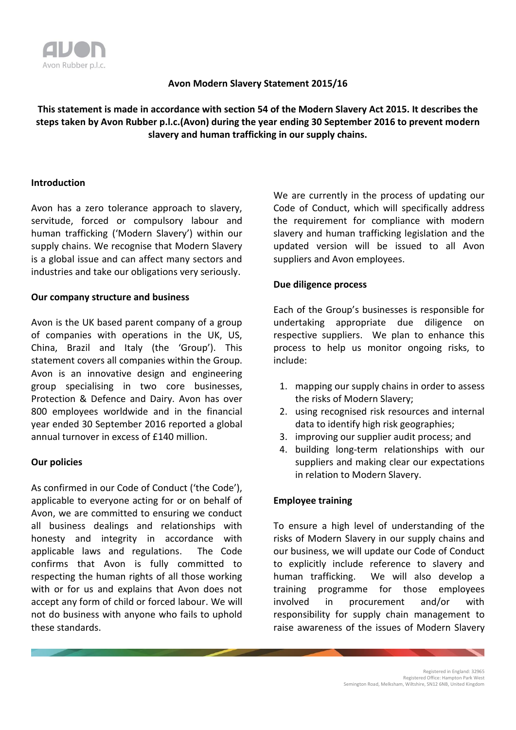# Avon Modern Slavery Statement 2015/16

**This statement is made in accordance with section 54 of the Modern Slavery Act 2015. It describes the steps taken by Avon Rubber p.l.c.(Avon) during the year ending 30 September 2016 to prevent modern slavery and human trafficking in our supply chains.**

## Introduction

Avon has a zero tolerance approach to slavery, servitude, forced or compulsory labour and human trafficking ('Modern Slavery') within our supply chains. We recognise that Modern Slavery is a global issue and can affect many sectors and industries and take our obligations very seriously.

## Our company structure and business

Avon is the UK based parent company of a group of companies with operations in the UK, US, China, Brazil and Italy (the 'Group'). This statement covers all companies within the Group. Avon is an innovative design and engineering group specialising in two core businesses, Protection & Defence and Dairy. Avon has over 800 employees worldwide and in the financial year ended 30 September 2016 reported a global annual turnover in excess of £140 million.

## Our policies

As confirmed in our Code of Conduct ('the Code'), applicable to everyone acting for or on behalf of Avon, we are committed to ensuring we conduct all business dealings and relationships with honesty and integrity in accordance with applicable laws and regulations. The Code confirms that Avon is fully committed to respecting the human rights of all those working with or for us and explains that Avon does not accept any form of child or forced labour. We will not do business with anyone who fails to uphold these standards.

We are currently in the process of updating our Code of Conduct, which will specifically address the requirement for compliance with modern slavery and human trafficking legislation and the updated version will be issued to all Avon suppliers and Avon employees.

## Due diligence process

Each of the Group's businesses is responsible for undertaking appropriate due diligence on respective suppliers. We plan to enhance this process to help us monitor ongoing risks, to include:

1. mapping our supply chains in order to assess the risks of Modern Slavery;
2. using recognised risk resources and internal data to identify high risk geographies;
3. improving our supplier audit process; and
4. building long-term relationships with our suppliers and making clear our expectations in relation to Modern Slavery.

## Employee training

To ensure a high level of understanding of the risks of Modern Slavery in our supply chains and our business, we will update our Code of Conduct to explicitly include reference to slavery and human trafficking. We will also develop a training programme for those employees involved in procurement and/or with responsibility for supply chain management to raise awareness of the issues of Modern Slavery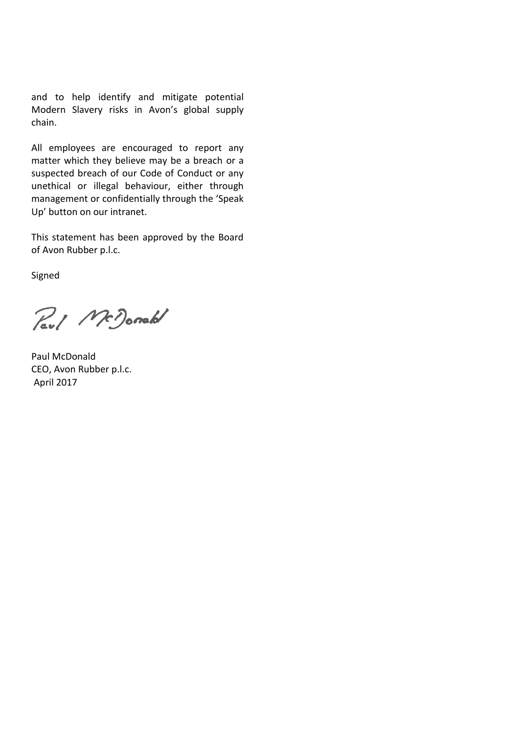and to help identify and mitigate potential Modern Slavery risks in Avon's global supply chain.

All employees are encouraged to report any matter which they believe may be a breach or a suspected breach of our Code of Conduct or any unethical or illegal behaviour, either through management or confidentially through the 'Speak Up' button on our intranet.

This statement has been approved by the Board of Avon Rubber p.l.c.

Signed

Paul McDonald

Paul McDonald  
CEO, Avon Rubber p.l.c.  
April 2017